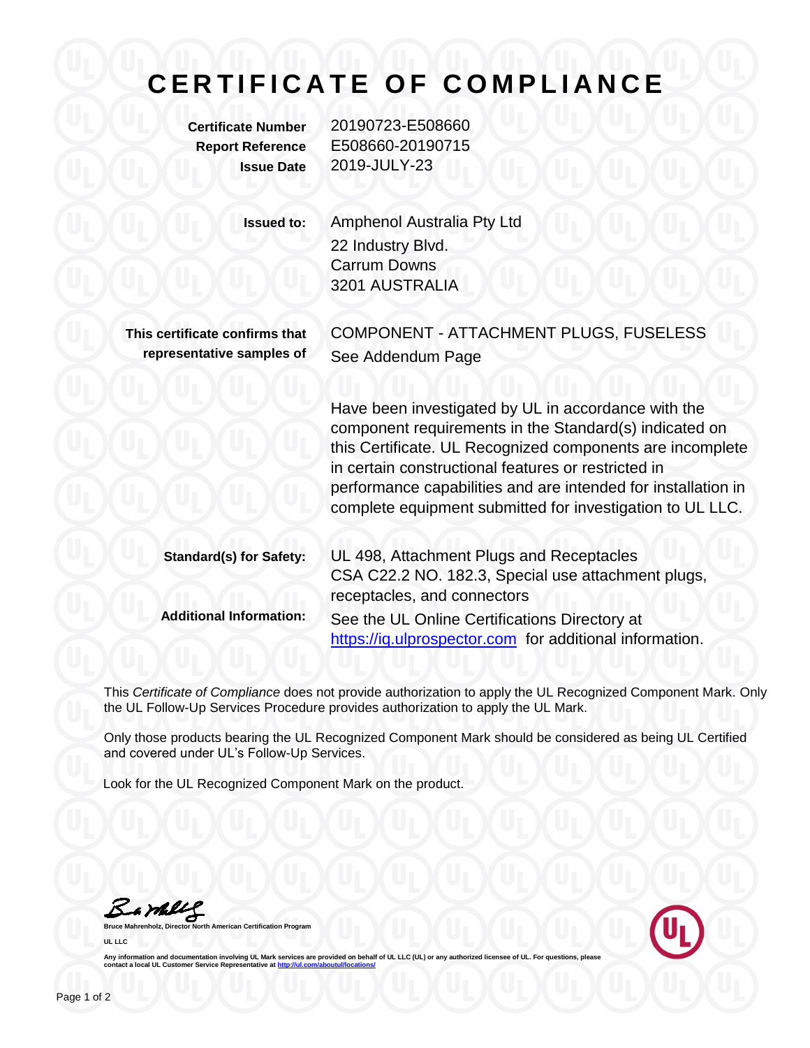# CERTIFICATE OF COMPLIANCE

**Certificate Number** 20190723-E508660
**Report Reference** E508660-20190715
**Issue Date** 2019-JULY-23

**Issued to:** Amphenol Australia Pty Ltd
22 Industry Blvd.
Carrum Downs
3201 AUSTRALIA

**This certificate confirms that representative samples of** COMPONENT - ATTACHMENT PLUGS, FUSELESS
See Addendum Page

Have been investigated by UL in accordance with the component requirements in the Standard(s) indicated on this Certificate. UL Recognized components are incomplete in certain constructional features or restricted in performance capabilities and are intended for installation in complete equipment submitted for investigation to UL LLC.

**Standard(s) for Safety:** UL 498, Attachment Plugs and Receptacles
CSA C22.2 NO. 182.3, Special use attachment plugs, receptacles, and connectors

**Additional Information:** See the UL Online Certifications Directory at https://iq.ulprospector.com for additional information.

This *Certificate of Compliance* does not provide authorization to apply the UL Recognized Component Mark. Only the UL Follow-Up Services Procedure provides authorization to apply the UL Mark.

Only those products bearing the UL Recognized Component Mark should be considered as being UL Certified and covered under UL's Follow-Up Services.

Look for the UL Recognized Component Mark on the product.

**Bruce Mahrenholz, Director North American Certification Program**
**UL LLC**

Any information and documentation involving UL Mark services are provided on behalf of UL LLC (UL) or any authorized licensee of UL. For questions, please contact a local UL Customer Service Representative at http://ul.com/aboutul/locations/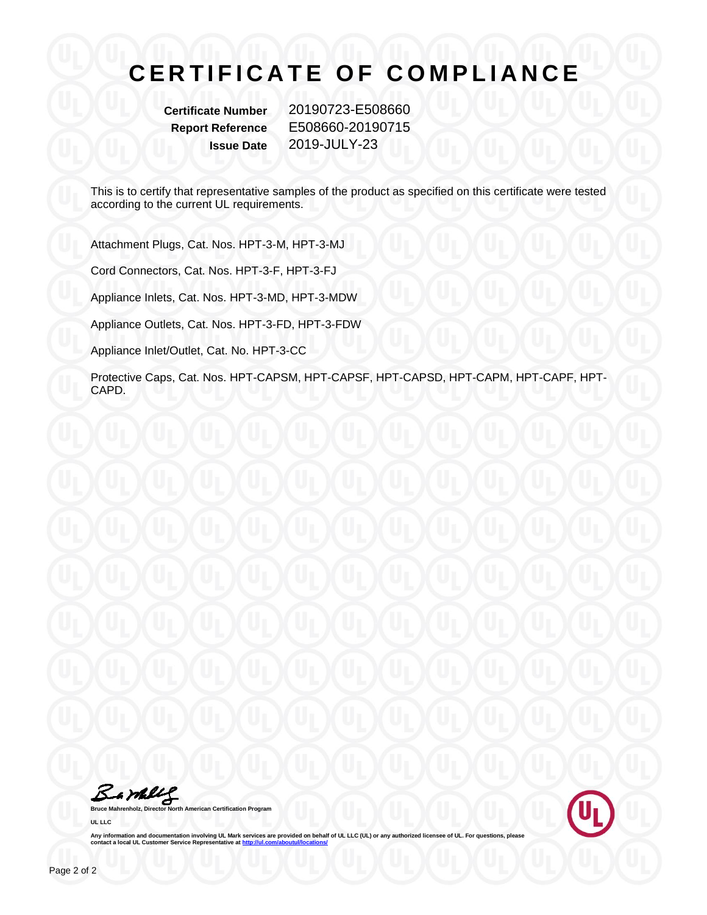# CERTIFICATE OF COMPLIANCE

**Certificate Number** 20190723-E508660
**Report Reference** E508660-20190715
**Issue Date** 2019-JULY-23

This is to certify that representative samples of the product as specified on this certificate were tested according to the current UL requirements.

Attachment Plugs, Cat. Nos. HPT-3-M, HPT-3-MJ

Cord Connectors, Cat. Nos. HPT-3-F, HPT-3-FJ

Appliance Inlets, Cat. Nos. HPT-3-MD, HPT-3-MDW

Appliance Outlets, Cat. Nos. HPT-3-FD, HPT-3-FDW

Appliance Inlet/Outlet, Cat. No. HPT-3-CC

Protective Caps, Cat. Nos. HPT-CAPSM, HPT-CAPSF, HPT-CAPSD, HPT-CAPM, HPT-CAPF, HPT-CAPD.

**Bruce Mahrenholz, Director North American Certification Program**

**UL LLC**

**Any information and documentation involving UL Mark services are provided on behalf of UL LLC (UL) or any authorized licensee of UL. For questions, please contact a local UL Customer Service Representative at http://ul.com/aboutul/locations/**